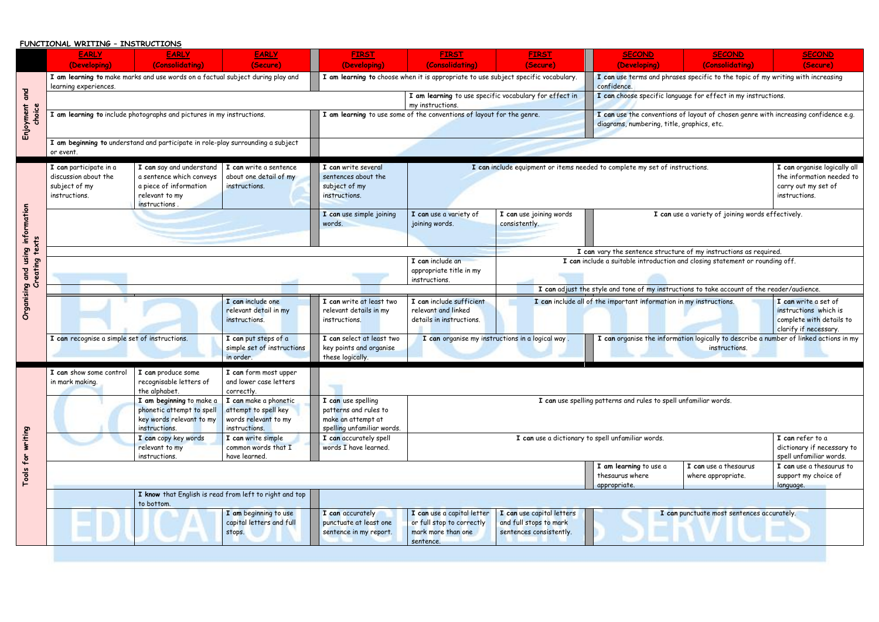**FUNCTIONAL WRITING – INSTRUCTIONS**

| | EARLY (Developing) | EARLY (Consolidating) | EARLY (Secure) | FIRST (Developing) | FIRST (Consolidating) | FIRST (Secure) | SECOND (Developing) | SECOND (Consolidating) | SECOND (Secure) |
|---|---|---|---|---|---|---|---|---|---|
| **Enjoyment and choice** | **I am learning to** make marks and use words on a factual subject during play and learning experiences. | | | **I am learning to** choose when it is appropriate to use subject specific vocabulary. | | | **I can** use terms and phrases specific to the topic of my writing with increasing confidence. | | |
| | | | | | **I am learning** to use specific vocabulary for effect in my instructions. | | **I can** choose specific language for effect in my instructions. | | |
| | **I am learning to** include photographs and pictures in my instructions. | | | **I am learning** to use some of the conventions of layout for the genre. | | | **I can** use the conventions of layout of chosen genre with increasing confidence e.g. diagrams, numbering, title, graphics, etc. | | |
| | **I am beginning to** understand and participate in role-play surrounding a subject or event. | | | | | | | | |
| **Organising and using information Creating texts** | **I can** participate in a discussion about the subject of my instructions. | **I can** say and understand a sentence which conveys a piece of information relevant to my instructions . | **I can** write a sentence about one detail of my instructions. | **I can** write several sentences about the subject of my instructions. | **I can** include equipment or items needed to complete my set of instructions. | | | | **I can** organise logically all the information needed to carry out my set of instructions. |
| | | | | **I can** use simple joining words. | **I can** use a variety of joining words. | **I can** use joining words consistently. | **I can** use a variety of joining words effectively. | | |
| | | | | | | **I can** vary the sentence structure of my instructions as required. | | | |
| | | | | | **I can** include an appropriate title in my instructions. | **I can** include a suitable introduction and closing statement or rounding off. | | | |
| | | | | | | **I can** adjust the style and tone of my instructions to take account of the reader/audience. | | | |
| | | | **I can** include one relevant detail in my instructions. | **I can** write at least two relevant details in my instructions. | **I can** include sufficient relevant and linked details in instructions. | **I can** include all of the important information in my instructions. | | | **I can** write a set of instructions which is complete with details to clarify if necessary. |
| | **I can** recognise a simple set of instructions. | | **I can** put steps of a simple set of instructions in order. | **I can** select at least two key points and organise these logically. | **I can** organise my instructions in a logical way . | | **I can** organise the information logically to describe a number of linked actions in my instructions. | | |
| **Tools for writing** | **I can** show some control in mark making. | **I can** produce some recognisable letters of the alphabet. | **I can** form most upper and lower case letters correctly. | | | | | | |
| | | **I am beginning** to make a phonetic attempt to spell key words relevant to my instructions. | **I can** make a phonetic attempt to spell key words relevant to my instructions. | **I can** use spelling patterns and rules to make an attempt at spelling unfamiliar words. | **I can** use spelling patterns and rules to spell unfamiliar words. | | | | |
| | | **I can** copy key words relevant to my instructions. | **I can** write simple common words that I have learned. | **I can** accurately spell words I have learned. | **I can** use a dictionary to spell unfamiliar words. | | | | **I can** refer to a dictionary if necessary to spell unfamiliar words. |
| | | | | | | | **I am learning** to use a thesaurus where appropriate. | **I can** use a thesaurus where appropriate. | **I can** use a thesaurus to support my choice of language. |
| | | **I know** that English is read from left to right and top to bottom. | | | | | | | |
| | | | **I am** beginning to use capital letters and full stops. | **I can** accurately punctuate at least one sentence in my report. | **I can** use a capital letter or full stop to correctly mark more than one sentence. | **I can** use capital letters and full stops to mark sentences consistently. | **I can** punctuate most sentences accurately. | | |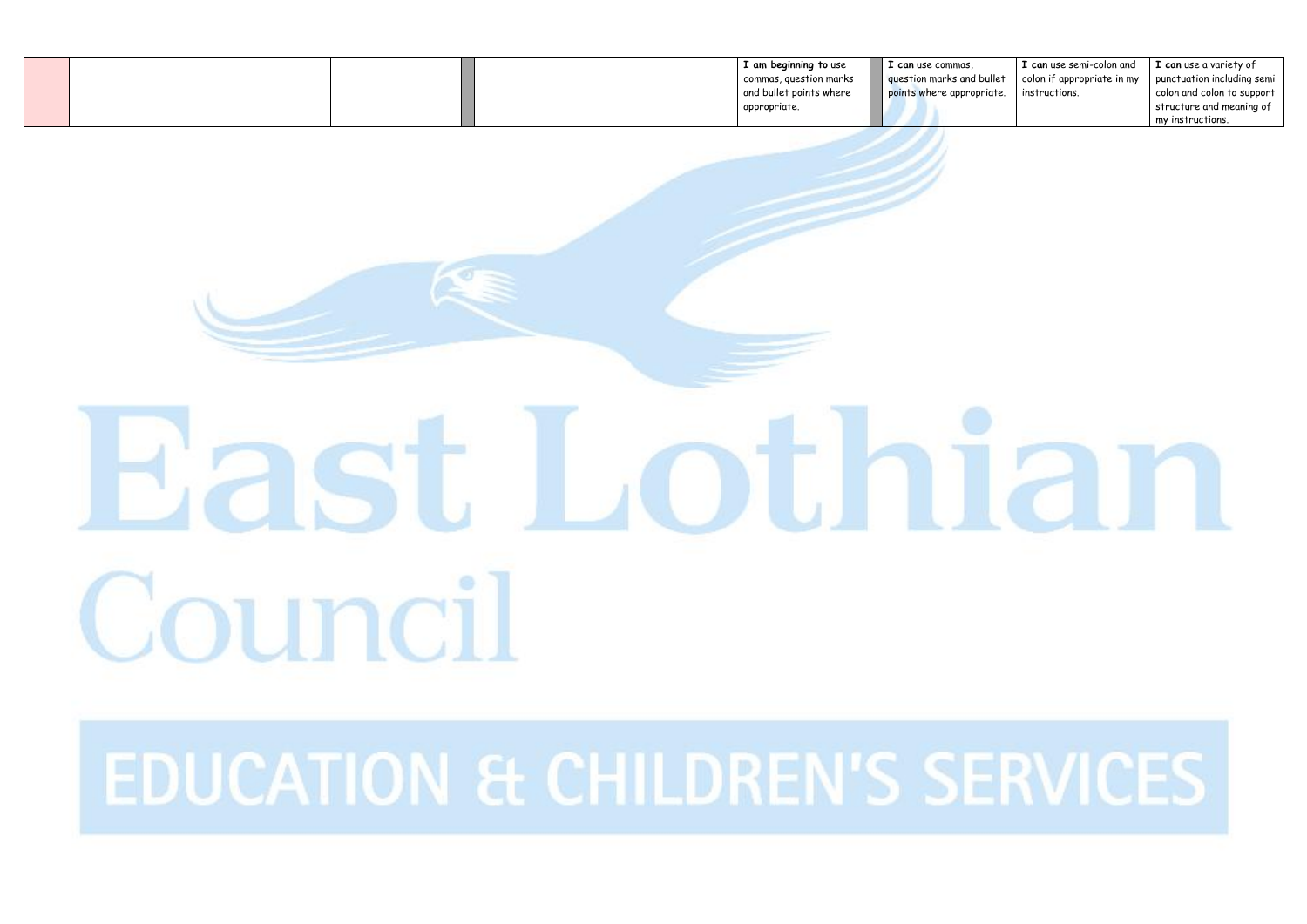| | | | | | | | | | | | |
|---|---|---|---|---|---|---|---|---|---|---|---|
| | | | | | | | **I am beginning to** use commas, question marks and bullet points where appropriate. | | **I can** use commas, question marks and bullet points where appropriate. | **I can** use semi-colon and colon if appropriate in my instructions. | **I can** use a variety of punctuation including semi colon and colon to support structure and meaning of my instructions. |